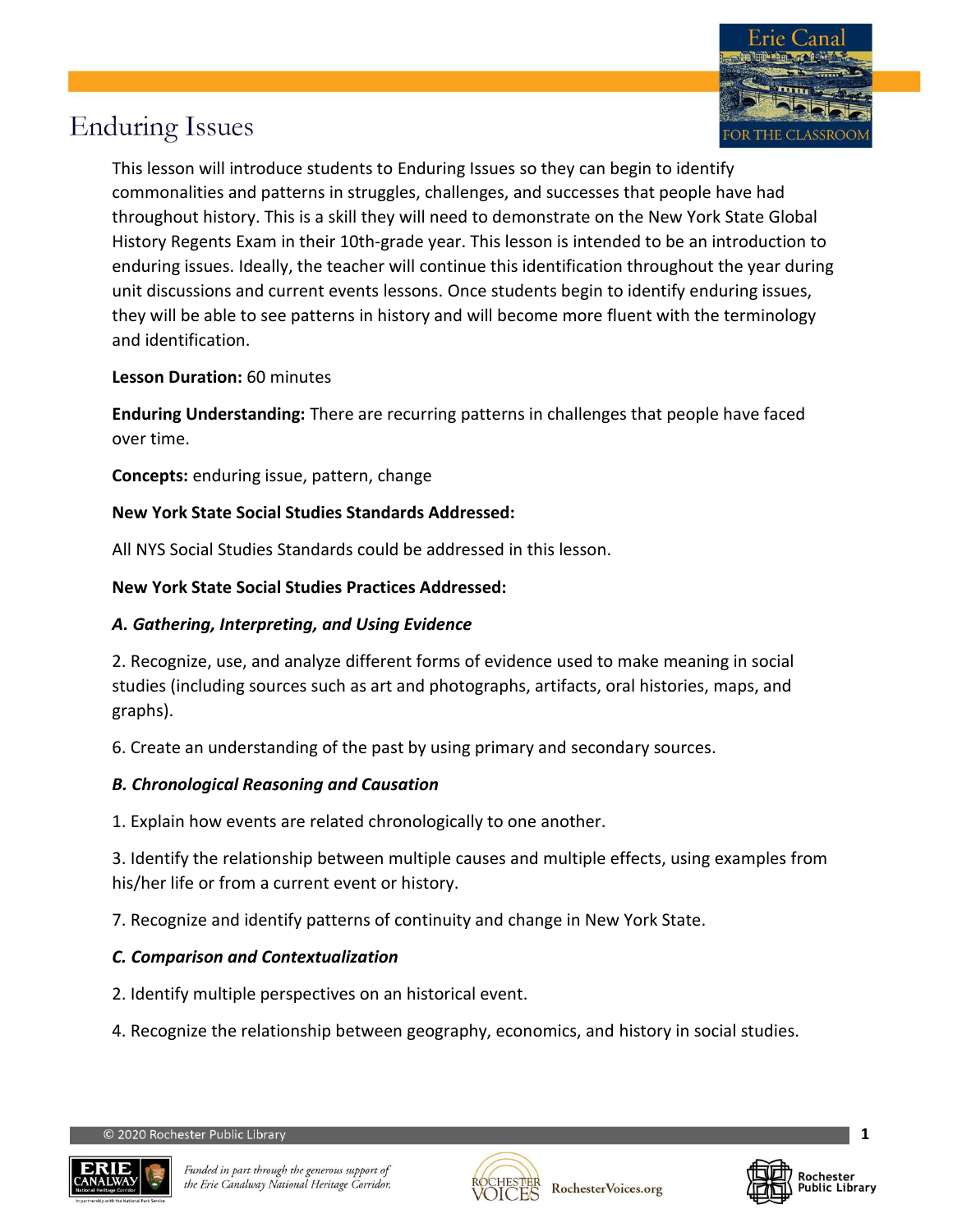# Enduring Issues

This lesson will introduce students to Enduring Issues so they can begin to identify commonalities and patterns in struggles, challenges, and successes that people have had throughout history. This is a skill they will need to demonstrate on the New York State Global History Regents Exam in their 10th-grade year. This lesson is intended to be an introduction to enduring issues. Ideally, the teacher will continue this identification throughout the year during unit discussions and current events lessons. Once students begin to identify enduring issues, they will be able to see patterns in history and will become more fluent with the terminology and identification.

**Lesson Duration:** 60 minutes

**Enduring Understanding:** There are recurring patterns in challenges that people have faced over time.

**Concepts:** enduring issue, pattern, change

**New York State Social Studies Standards Addressed:**

All NYS Social Studies Standards could be addressed in this lesson.

**New York State Social Studies Practices Addressed:**

***A. Gathering, Interpreting, and Using Evidence***

2. Recognize, use, and analyze different forms of evidence used to make meaning in social studies (including sources such as art and photographs, artifacts, oral histories, maps, and graphs).

6. Create an understanding of the past by using primary and secondary sources.

***B. Chronological Reasoning and Causation***

1. Explain how events are related chronologically to one another.

3. Identify the relationship between multiple causes and multiple effects, using examples from his/her life or from a current event or history.

7. Recognize and identify patterns of continuity and change in New York State.

***C. Comparison and Contextualization***

2. Identify multiple perspectives on an historical event.

4. Recognize the relationship between geography, economics, and history in social studies.

© 2020 Rochester Public Library

*Funded in part through the generous support of the Erie Canalway National Heritage Corridor.*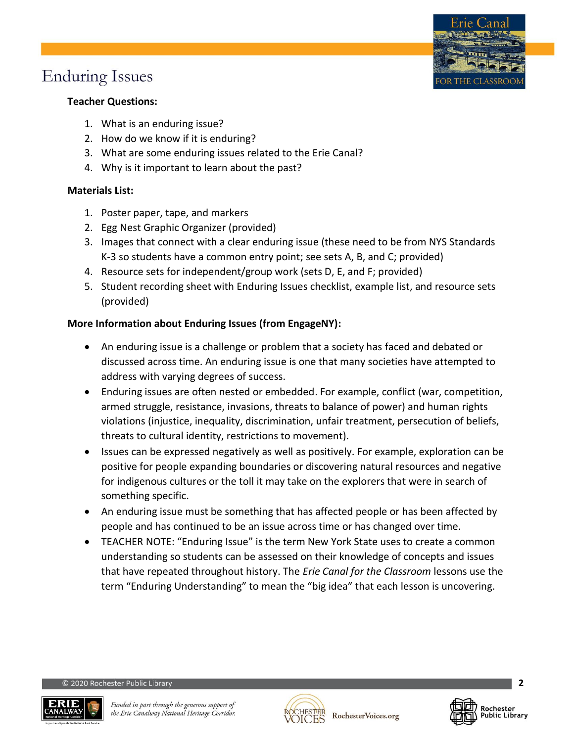# Enduring Issues

**Teacher Questions:**

1. What is an enduring issue?
2. How do we know if it is enduring?
3. What are some enduring issues related to the Erie Canal?
4. Why is it important to learn about the past?

**Materials List:**

1. Poster paper, tape, and markers
2. Egg Nest Graphic Organizer (provided)
3. Images that connect with a clear enduring issue (these need to be from NYS Standards K-3 so students have a common entry point; see sets A, B, and C; provided)
4. Resource sets for independent/group work (sets D, E, and F; provided)
5. Student recording sheet with Enduring Issues checklist, example list, and resource sets (provided)

**More Information about Enduring Issues (from EngageNY):**

- An enduring issue is a challenge or problem that a society has faced and debated or discussed across time. An enduring issue is one that many societies have attempted to address with varying degrees of success.
- Enduring issues are often nested or embedded. For example, conflict (war, competition, armed struggle, resistance, invasions, threats to balance of power) and human rights violations (injustice, inequality, discrimination, unfair treatment, persecution of beliefs, threats to cultural identity, restrictions to movement).
- Issues can be expressed negatively as well as positively. For example, exploration can be positive for people expanding boundaries or discovering natural resources and negative for indigenous cultures or the toll it may take on the explorers that were in search of something specific.
- An enduring issue must be something that has affected people or has been affected by people and has continued to be an issue across time or has changed over time.
- TEACHER NOTE: "Enduring Issue" is the term New York State uses to create a common understanding so students can be assessed on their knowledge of concepts and issues that have repeated throughout history. The *Erie Canal for the Classroom* lessons use the term "Enduring Understanding" to mean the "big idea" that each lesson is uncovering.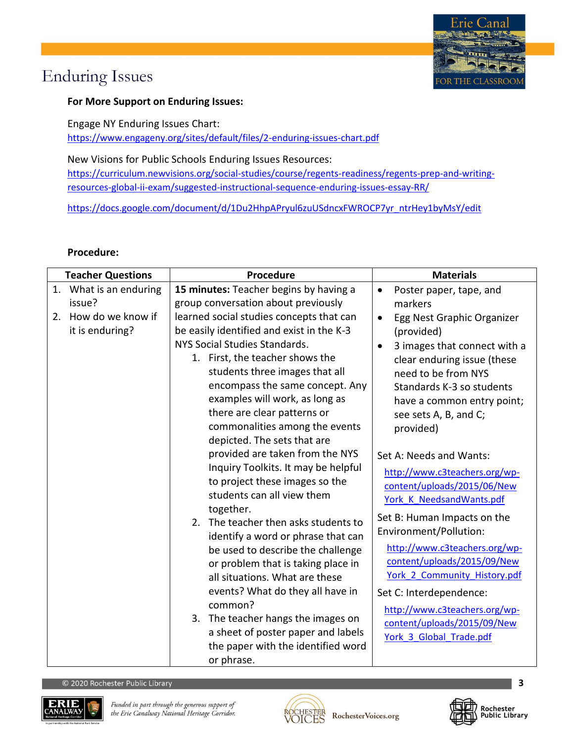# Enduring Issues

**For More Support on Enduring Issues:**

Engage NY Enduring Issues Chart:
https://www.engageny.org/sites/default/files/2-enduring-issues-chart.pdf

New Visions for Public Schools Enduring Issues Resources:
https://curriculum.newvisions.org/social-studies/course/regents-readiness/regents-prep-and-writing-resources-global-ii-exam/suggested-instructional-sequence-enduring-issues-essay-RR/

https://docs.google.com/document/d/1Du2HhpAPryul6zuUSdncxFWROCP7yr_ntrHey1byMsY/edit

**Procedure:**

| Teacher Questions | Procedure | Materials |
|---|---|---|
| 1. What is an enduring issue?<br>2. How do we know if it is enduring? | **15 minutes:** Teacher begins by having a group conversation about previously learned social studies concepts that can be easily identified and exist in the K-3 NYS Social Studies Standards.<br>1. First, the teacher shows the students three images that all encompass the same concept. Any examples will work, as long as there are clear patterns or commonalities among the events depicted. The sets that are provided are taken from the NYS Inquiry Toolkits. It may be helpful to project these images so the students can all view them together.<br>2. The teacher then asks students to identify a word or phrase that can be used to describe the challenge or problem that is taking place in all situations. What are these events? What do they all have in common?<br>3. The teacher hangs the images on a sheet of poster paper and labels the paper with the identified word or phrase. | • Poster paper, tape, and markers<br>• Egg Nest Graphic Organizer (provided)<br>• 3 images that connect with a clear enduring issue (these need to be from NYS Standards K-3 so students have a common entry point; see sets A, B, and C; provided)<br><br>Set A: Needs and Wants:<br>http://www.c3teachers.org/wp-content/uploads/2015/06/NewYork_K_NeedsandWants.pdf<br>Set B: Human Impacts on the Environment/Pollution:<br>http://www.c3teachers.org/wp-content/uploads/2015/09/NewYork_2_Community_History.pdf<br>Set C: Interdependence:<br>http://www.c3teachers.org/wp-content/uploads/2015/09/NewYork_3_Global_Trade.pdf |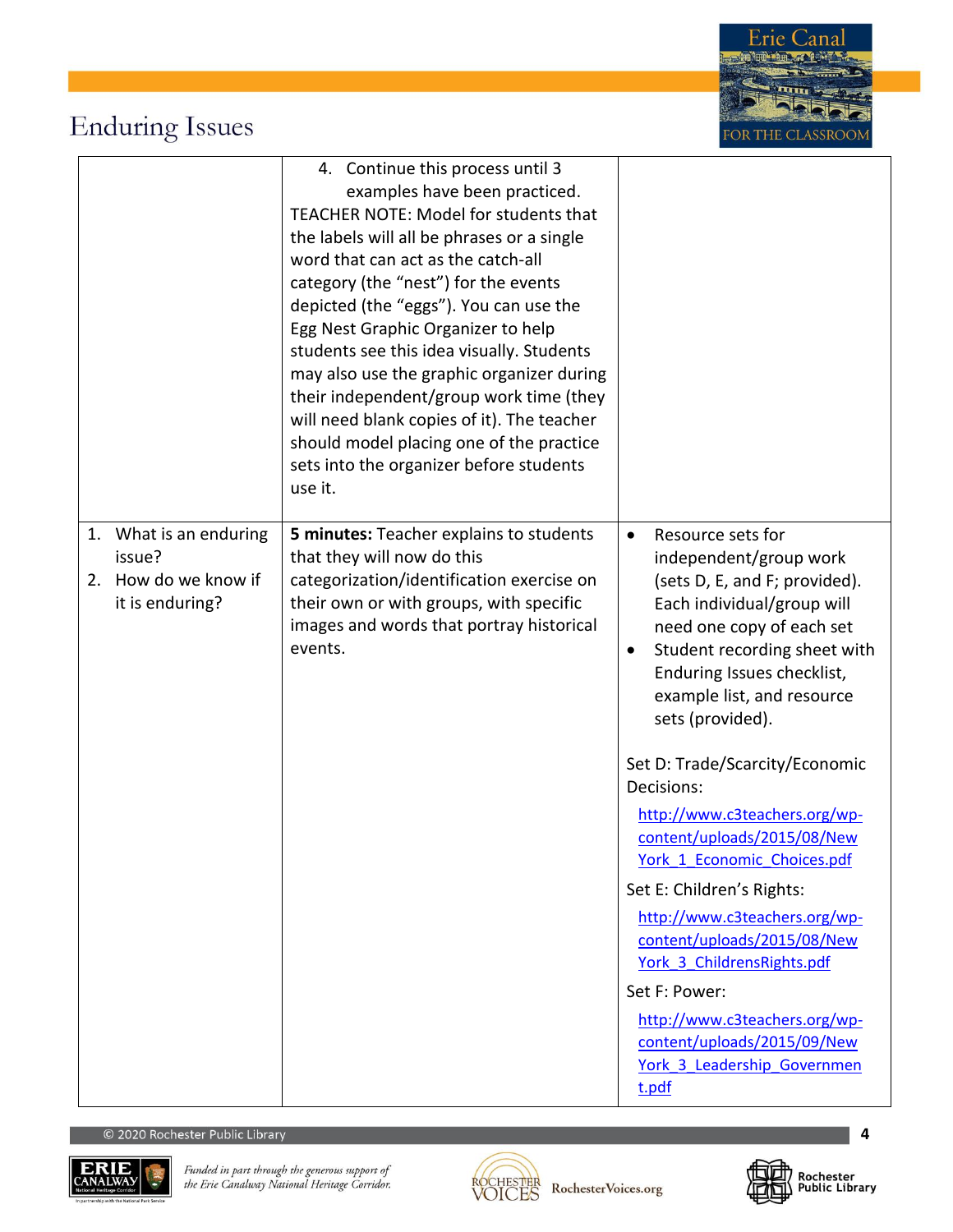| | | |
|---|---|---|
| | 4. Continue this process until 3 examples have been practiced.<br>TEACHER NOTE: Model for students that the labels will all be phrases or a single word that can act as the catch-all category (the "nest") for the events depicted (the "eggs"). You can use the Egg Nest Graphic Organizer to help students see this idea visually. Students may also use the graphic organizer during their independent/group work time (they will need blank copies of it). The teacher should model placing one of the practice sets into the organizer before students use it. | |
| 1. What is an enduring issue?<br>2. How do we know if it is enduring? | **5 minutes:** Teacher explains to students that they will now do this categorization/identification exercise on their own or with groups, with specific images and words that portray historical events. | • Resource sets for independent/group work (sets D, E, and F; provided). Each individual/group will need one copy of each set<br>• Student recording sheet with Enduring Issues checklist, example list, and resource sets (provided).<br><br>Set D: Trade/Scarcity/Economic Decisions:<br>http://www.c3teachers.org/wp-content/uploads/2015/08/New York_1_Economic_Choices.pdf<br>Set E: Children's Rights:<br>http://www.c3teachers.org/wp-content/uploads/2015/08/New York_3_ChildrensRights.pdf<br>Set F: Power:<br>http://www.c3teachers.org/wp-content/uploads/2015/09/New York_3_Leadership_Government.pdf |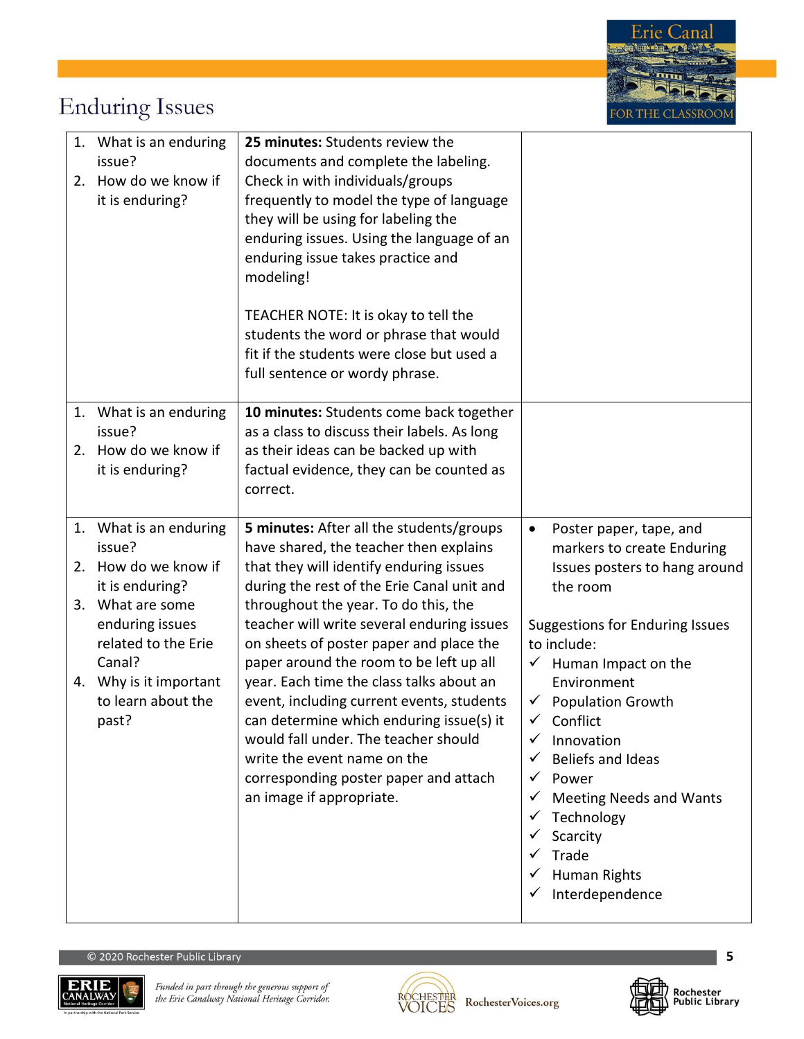# Enduring Issues

| | | |
|---|---|---|
| 1. What is an enduring issue?<br>2. How do we know if it is enduring? | **25 minutes:** Students review the documents and complete the labeling. Check in with individuals/groups frequently to model the type of language they will be using for labeling the enduring issues. Using the language of an enduring issue takes practice and modeling!<br><br>TEACHER NOTE: It is okay to tell the students the word or phrase that would fit if the students were close but used a full sentence or wordy phrase. | |
| 1. What is an enduring issue?<br>2. How do we know if it is enduring? | **10 minutes:** Students come back together as a class to discuss their labels. As long as their ideas can be backed up with factual evidence, they can be counted as correct. | |
| 1. What is an enduring issue?<br>2. How do we know if it is enduring?<br>3. What are some enduring issues related to the Erie Canal?<br>4. Why is it important to learn about the past? | **5 minutes:** After all the students/groups have shared, the teacher then explains that they will identify enduring issues during the rest of the Erie Canal unit and throughout the year. To do this, the teacher will write several enduring issues on sheets of poster paper and place the paper around the room to be left up all year. Each time the class talks about an event, including current events, students can determine which enduring issue(s) it would fall under. The teacher should write the event name on the corresponding poster paper and attach an image if appropriate. | • Poster paper, tape, and markers to create Enduring Issues posters to hang around the room<br><br>Suggestions for Enduring Issues to include:<br>✓ Human Impact on the Environment<br>✓ Population Growth<br>✓ Conflict<br>✓ Innovation<br>✓ Beliefs and Ideas<br>✓ Power<br>✓ Meeting Needs and Wants<br>✓ Technology<br>✓ Scarcity<br>✓ Trade<br>✓ Human Rights<br>✓ Interdependence |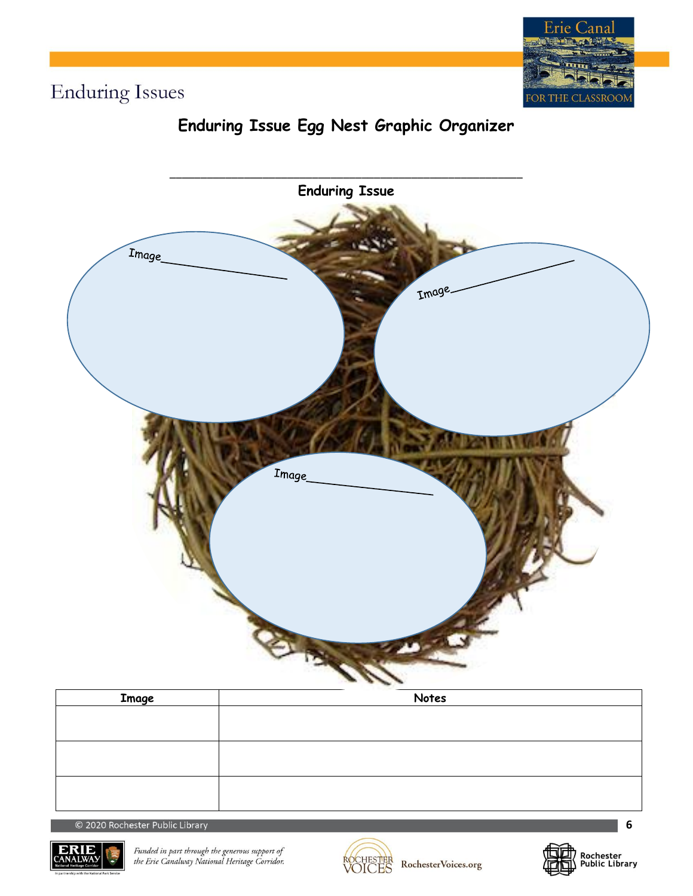# Enduring Issues

## Enduring Issue Egg Nest Graphic Organizer

\_\_\_\_\_\_\_\_\_\_\_\_\_\_\_\_\_\_\_\_\_\_\_\_\_\_\_\_\_\_\_\_\_\_\_\_\_\_\_\_\_\_\_\_

**Enduring Issue**

Image\_\_\_\_\_\_\_\_\_\_\_\_\_\_\_\_\_\_\_\_

Image\_\_\_\_\_\_\_\_\_\_\_\_\_\_\_\_\_\_\_\_

Image\_\_\_\_\_\_\_\_\_\_\_\_\_\_\_\_\_\_\_\_

| Image | Notes |
|---|---|
| | |
| | |
| | |

© 2020 Rochester Public Library

*Funded in part through the generous support of the Erie Canalway National Heritage Corridor.*

RochesterVoices.org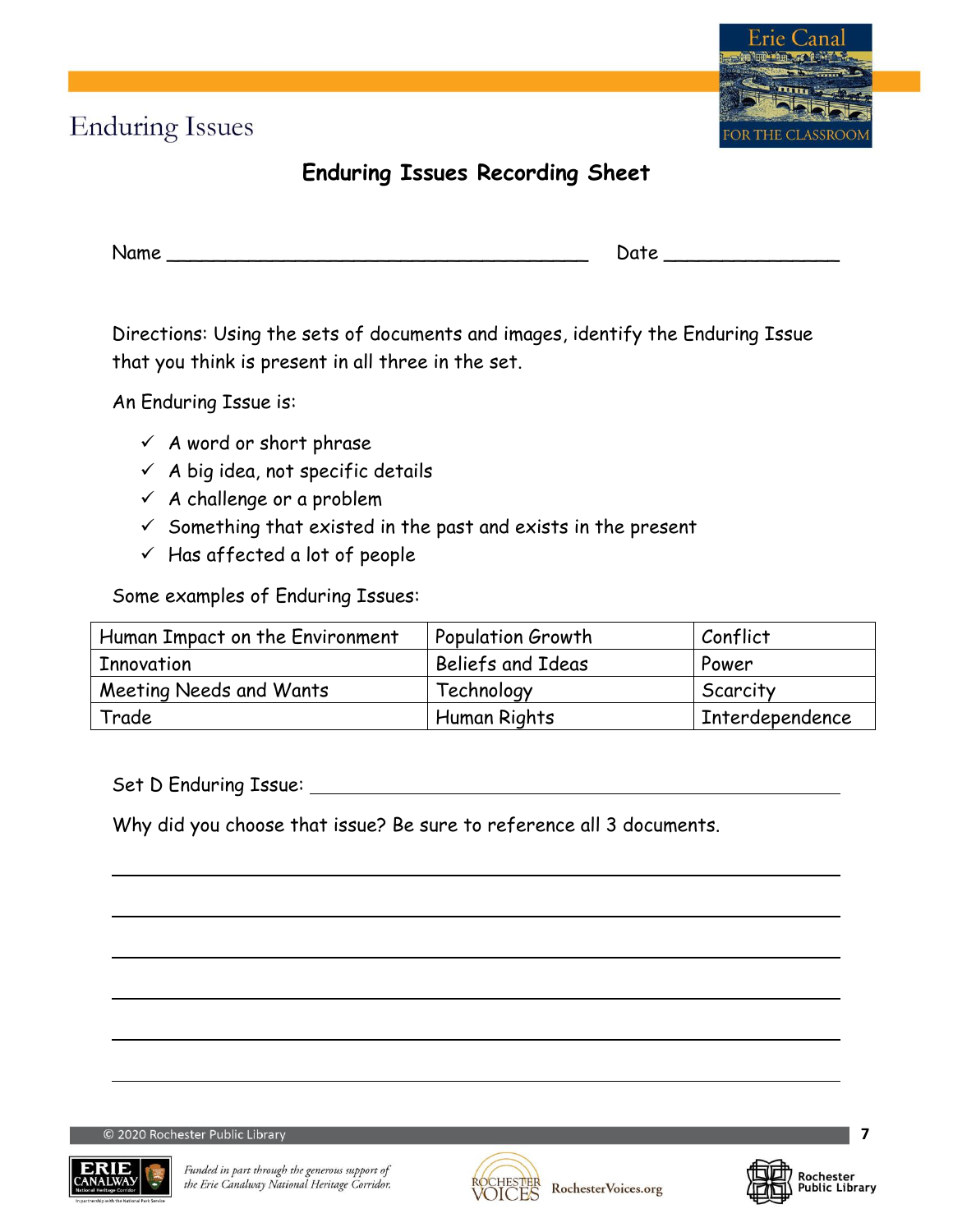# Enduring Issues

## Enduring Issues Recording Sheet

Name _______________________________________ Date ________________

Directions: Using the sets of documents and images, identify the Enduring Issue that you think is present in all three in the set.

An Enduring Issue is:

- ✓ A word or short phrase
- ✓ A big idea, not specific details
- ✓ A challenge or a problem
- ✓ Something that existed in the past and exists in the present
- ✓ Has affected a lot of people

Some examples of Enduring Issues:

| Human Impact on the Environment | Population Growth | Conflict |
|---|---|---|
| Innovation | Beliefs and Ideas | Power |
| Meeting Needs and Wants | Technology | Scarcity |
| Trade | Human Rights | Interdependence |

Set D Enduring Issue: ______________________________________________

Why did you choose that issue? Be sure to reference all 3 documents.

______________________________________________________________________

______________________________________________________________________

______________________________________________________________________

______________________________________________________________________

______________________________________________________________________

______________________________________________________________________

© 2020 Rochester Public Library

*Funded in part through the generous support of the Erie Canalway National Heritage Corridor.*

RochesterVoices.org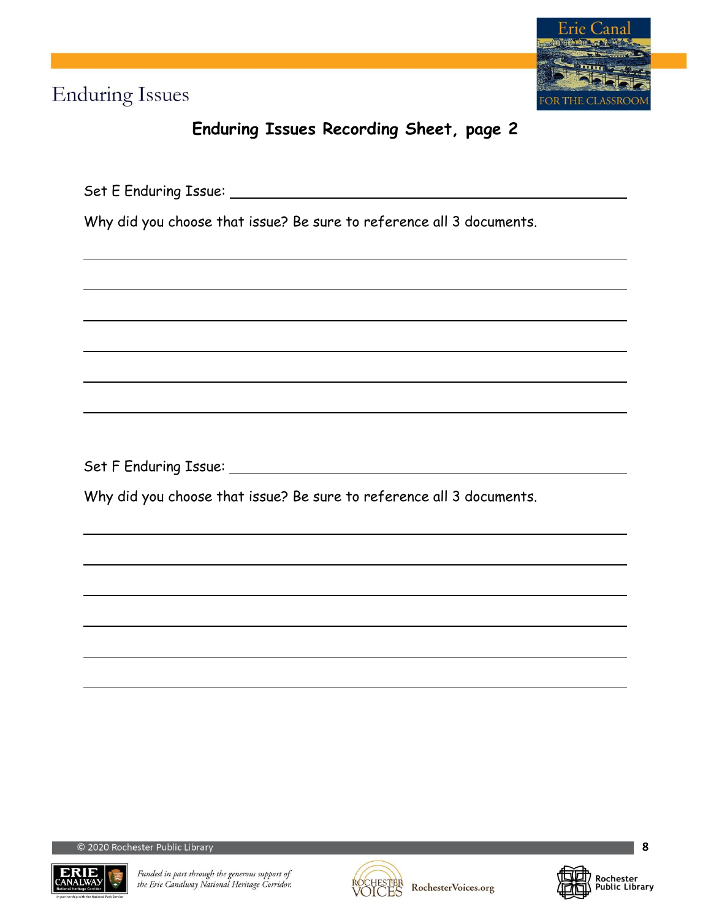## Enduring Issues Recording Sheet, page 2

Set E Enduring Issue: ______________________________________________

Why did you choose that issue? Be sure to reference all 3 documents.

______________________________________________

______________________________________________

______________________________________________

______________________________________________

______________________________________________

______________________________________________

Set F Enduring Issue: ______________________________________________

Why did you choose that issue? Be sure to reference all 3 documents.

______________________________________________

______________________________________________

______________________________________________

______________________________________________

______________________________________________

______________________________________________

© 2020 Rochester Public Library

*Funded in part through the generous support of the Erie Canalway National Heritage Corridor.*

RochesterVoices.org